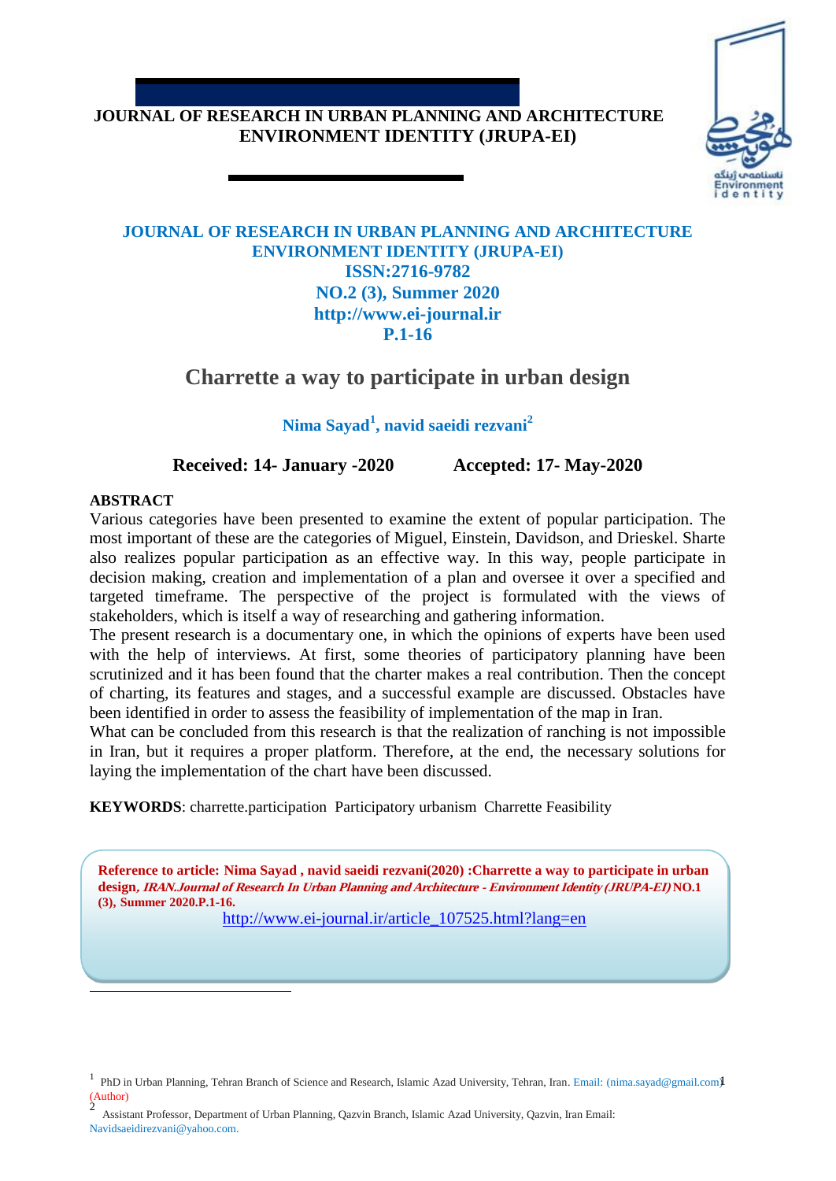**JOURNAL OF RESEARCH IN URBAN PLANNING AND ARCHITECTURE ENVIRONMENT IDENTITY (JRUPA-EI)**

**JOURNAL OF RESEARCH IN URBAN PLANNING AND ARCHITECTURE ENVIRONMENT IDENTITY (JRUPA-EI)**
**ISSN:2716-9782**
**NO.2 (3), Summer 2020**
**http://www.ei-journal.ir**
**P.1-16**

# Charrette a way to participate in urban design

**Nima Sayad[1], navid saeidi rezvani[2]**

**Received: 14- January -2020** **Accepted: 17- May-2020**

## ABSTRACT

Various categories have been presented to examine the extent of popular participation. The most important of these are the categories of Miguel, Einstein, Davidson, and Drieskel. Sharte also realizes popular participation as an effective way. In this way, people participate in decision making, creation and implementation of a plan and oversee it over a specified and targeted timeframe. The perspective of the project is formulated with the views of stakeholders, which is itself a way of researching and gathering information.

The present research is a documentary one, in which the opinions of experts have been used with the help of interviews. At first, some theories of participatory planning have been scrutinized and it has been found that the charter makes a real contribution. Then the concept of charting, its features and stages, and a successful example are discussed. Obstacles have been identified in order to assess the feasibility of implementation of the map in Iran.

What can be concluded from this research is that the realization of ranching is not impossible in Iran, but it requires a proper platform. Therefore, at the end, the necessary solutions for laying the implementation of the chart have been discussed.

**KEYWORDS**: charrette.participation Participatory urbanism Charrette Feasibility

**Reference to article: Nima Sayad , navid saeidi rezvani(2020) :Charrette a way to participate in urban design**, ***IRAN.Journal of Research In Urban Planning and Architecture - Environment Identity (JRUPA-EI)*** **NO.1 (3), Summer 2020.P.1-16.**
http://www.ei-journal.ir/article_107525.html?lang=en

---

[1] PhD in Urban Planning, Tehran Branch of Science and Research, Islamic Azad University, Tehran, Iran. Email: (nima.sayad@gmail.com) (Author)

[2] Assistant Professor, Department of Urban Planning, Qazvin Branch, Islamic Azad University, Qazvin, Iran Email: Navidsaeidirezvani@yahoo.com.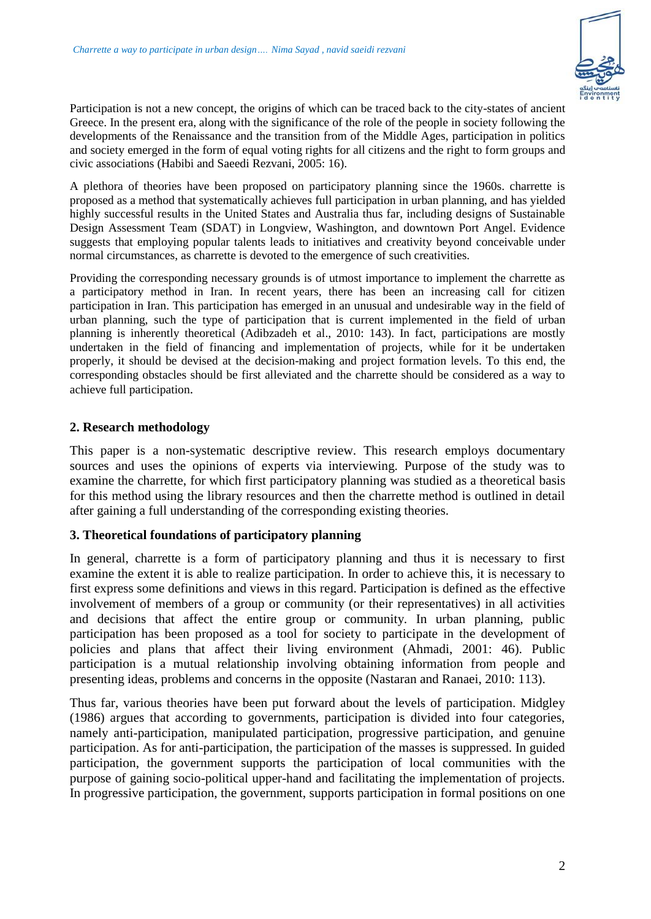Participation is not a new concept, the origins of which can be traced back to the city-states of ancient Greece. In the present era, along with the significance of the role of the people in society following the developments of the Renaissance and the transition from of the Middle Ages, participation in politics and society emerged in the form of equal voting rights for all citizens and the right to form groups and civic associations (Habibi and Saeedi Rezvani, 2005: 16).

A plethora of theories have been proposed on participatory planning since the 1960s. charrette is proposed as a method that systematically achieves full participation in urban planning, and has yielded highly successful results in the United States and Australia thus far, including designs of Sustainable Design Assessment Team (SDAT) in Longview, Washington, and downtown Port Angel. Evidence suggests that employing popular talents leads to initiatives and creativity beyond conceivable under normal circumstances, as charrette is devoted to the emergence of such creativities.

Providing the corresponding necessary grounds is of utmost importance to implement the charrette as a participatory method in Iran. In recent years, there has been an increasing call for citizen participation in Iran. This participation has emerged in an unusual and undesirable way in the field of urban planning, such the type of participation that is current implemented in the field of urban planning is inherently theoretical (Adibzadeh et al., 2010: 143). In fact, participations are mostly undertaken in the field of financing and implementation of projects, while for it be undertaken properly, it should be devised at the decision-making and project formation levels. To this end, the corresponding obstacles should be first alleviated and the charrette should be considered as a way to achieve full participation.

## 2. Research methodology

This paper is a non-systematic descriptive review. This research employs documentary sources and uses the opinions of experts via interviewing. Purpose of the study was to examine the charrette, for which first participatory planning was studied as a theoretical basis for this method using the library resources and then the charrette method is outlined in detail after gaining a full understanding of the corresponding existing theories.

## 3. Theoretical foundations of participatory planning

In general, charrette is a form of participatory planning and thus it is necessary to first examine the extent it is able to realize participation. In order to achieve this, it is necessary to first express some definitions and views in this regard. Participation is defined as the effective involvement of members of a group or community (or their representatives) in all activities and decisions that affect the entire group or community. In urban planning, public participation has been proposed as a tool for society to participate in the development of policies and plans that affect their living environment (Ahmadi, 2001: 46). Public participation is a mutual relationship involving obtaining information from people and presenting ideas, problems and concerns in the opposite (Nastaran and Ranaei, 2010: 113).

Thus far, various theories have been put forward about the levels of participation. Midgley (1986) argues that according to governments, participation is divided into four categories, namely anti-participation, manipulated participation, progressive participation, and genuine participation. As for anti-participation, the participation of the masses is suppressed. In guided participation, the government supports the participation of local communities with the purpose of gaining socio-political upper-hand and facilitating the implementation of projects. In progressive participation, the government, supports participation in formal positions on one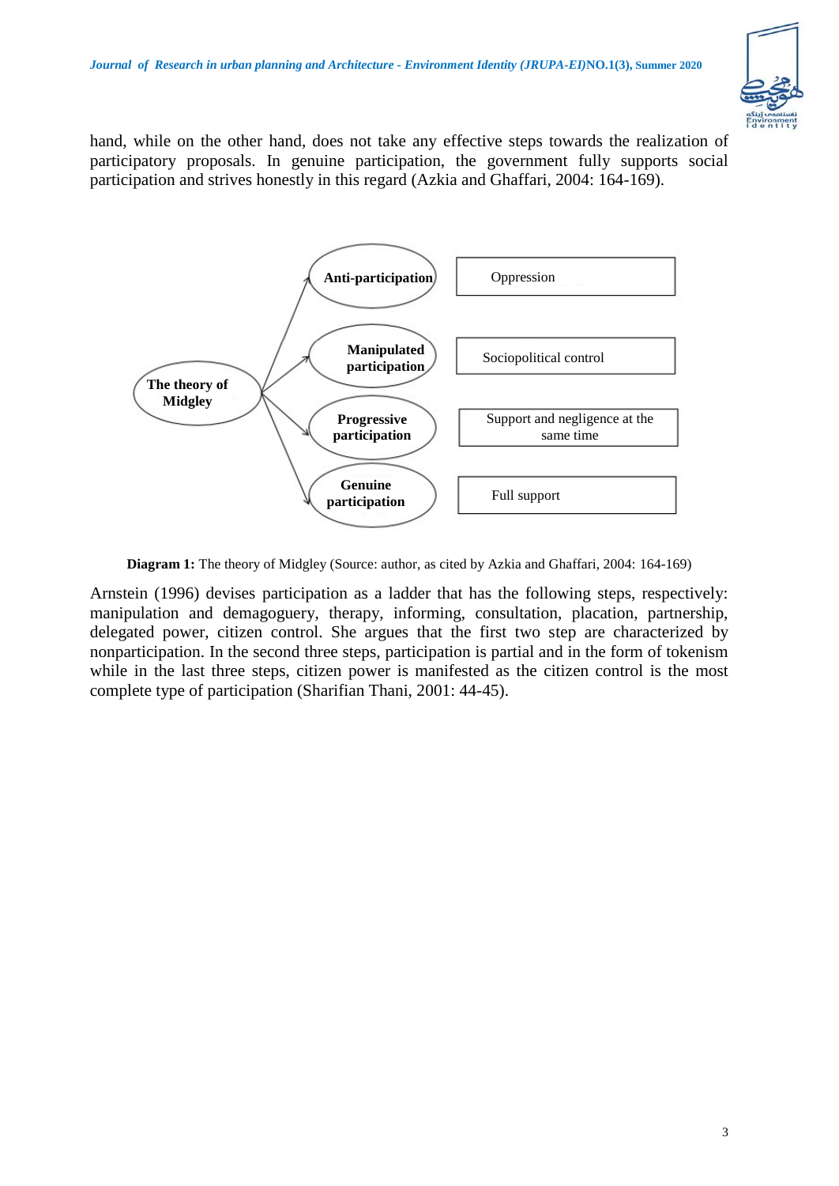hand, while on the other hand, does not take any effective steps towards the realization of participatory proposals. In genuine participation, the government fully supports social participation and strives honestly in this regard (Azkia and Ghaffari, 2004: 164-169).

| The theory of Midgley | |
|---|---|
| **Anti-participation** | Oppression |
| **Manipulated participation** | Sociopolitical control |
| **Progressive participation** | Support and negligence at the same time |
| **Genuine participation** | Full support |

**Diagram 1:** The theory of Midgley (Source: author, as cited by Azkia and Ghaffari, 2004: 164-169)

Arnstein (1996) devises participation as a ladder that has the following steps, respectively: manipulation and demagoguery, therapy, informing, consultation, placation, partnership, delegated power, citizen control. She argues that the first two step are characterized by nonparticipation. In the second three steps, participation is partial and in the form of tokenism while in the last three steps, citizen power is manifested as the citizen control is the most complete type of participation (Sharifian Thani, 2001: 44-45).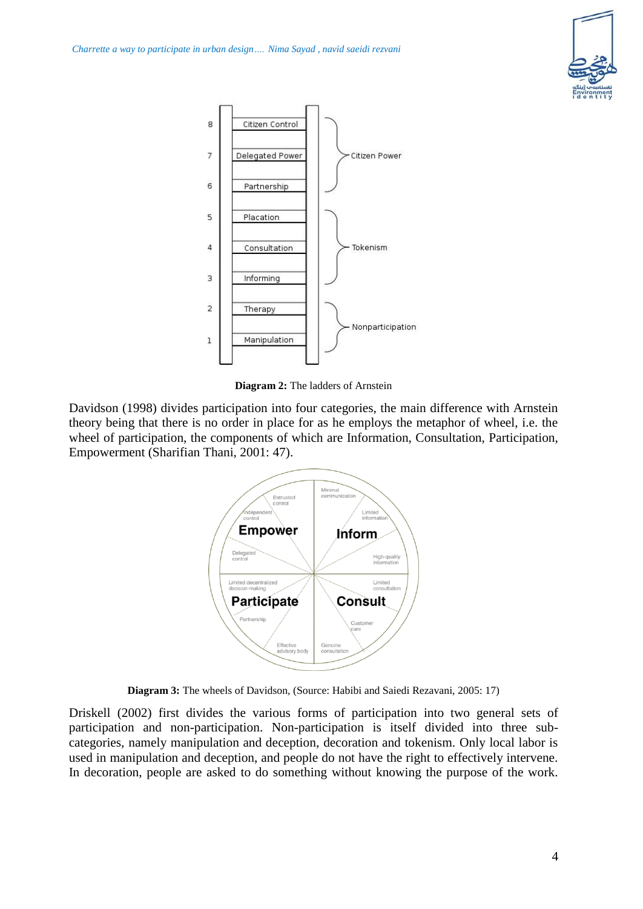**Diagram 2:** The ladders of Arnstein

Davidson (1998) divides participation into four categories, the main difference with Arnstein theory being that there is no order in place for as he employs the metaphor of wheel, i.e. the wheel of participation, the components of which are Information, Consultation, Participation, Empowerment (Sharifian Thani, 2001: 47).

**Diagram 3:** The wheels of Davidson, (Source: Habibi and Saiedi Rezavani, 2005: 17)

Driskell (2002) first divides the various forms of participation into two general sets of participation and non-participation. Non-participation is itself divided into three sub-categories, namely manipulation and deception, decoration and tokenism. Only local labor is used in manipulation and deception, and people do not have the right to effectively intervene. In decoration, people are asked to do something without knowing the purpose of the work.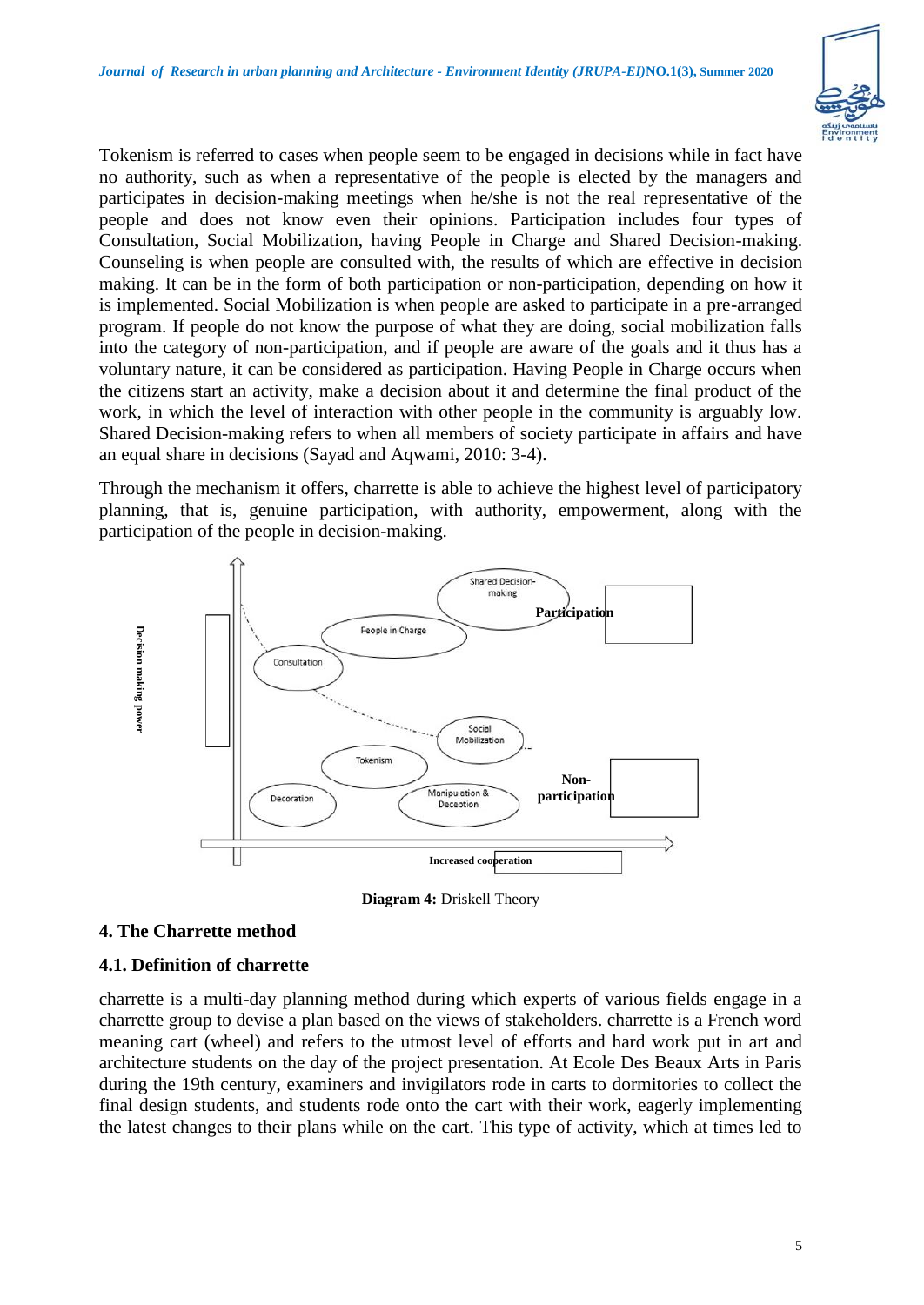Tokenism is referred to cases when people seem to be engaged in decisions while in fact have no authority, such as when a representative of the people is elected by the managers and participates in decision-making meetings when he/she is not the real representative of the people and does not know even their opinions. Participation includes four types of Consultation, Social Mobilization, having People in Charge and Shared Decision-making. Counseling is when people are consulted with, the results of which are effective in decision making. It can be in the form of both participation or non-participation, depending on how it is implemented. Social Mobilization is when people are asked to participate in a pre-arranged program. If people do not know the purpose of what they are doing, social mobilization falls into the category of non-participation, and if people are aware of the goals and it thus has a voluntary nature, it can be considered as participation. Having People in Charge occurs when the citizens start an activity, make a decision about it and determine the final product of the work, in which the level of interaction with other people in the community is arguably low. Shared Decision-making refers to when all members of society participate in affairs and have an equal share in decisions (Sayad and Aqwami, 2010: 3-4).

Through the mechanism it offers, charrette is able to achieve the highest level of participatory planning, that is, genuine participation, with authority, empowerment, along with the participation of the people in decision-making.

Decision making power

Shared Decision-making

Participation

People in Charge

Consultation

Social Mobilization

Tokenism

Non-participation

Decoration

Manipulation & Deception

Increased cooperation

**Diagram 4:** Driskell Theory

## 4. The Charrette method

### 4.1. Definition of charrette

charrette is a multi-day planning method during which experts of various fields engage in a charrette group to devise a plan based on the views of stakeholders. charrette is a French word meaning cart (wheel) and refers to the utmost level of efforts and hard work put in art and architecture students on the day of the project presentation. At Ecole Des Beaux Arts in Paris during the 19th century, examiners and invigilators rode in carts to dormitories to collect the final design students, and students rode onto the cart with their work, eagerly implementing the latest changes to their plans while on the cart. This type of activity, which at times led to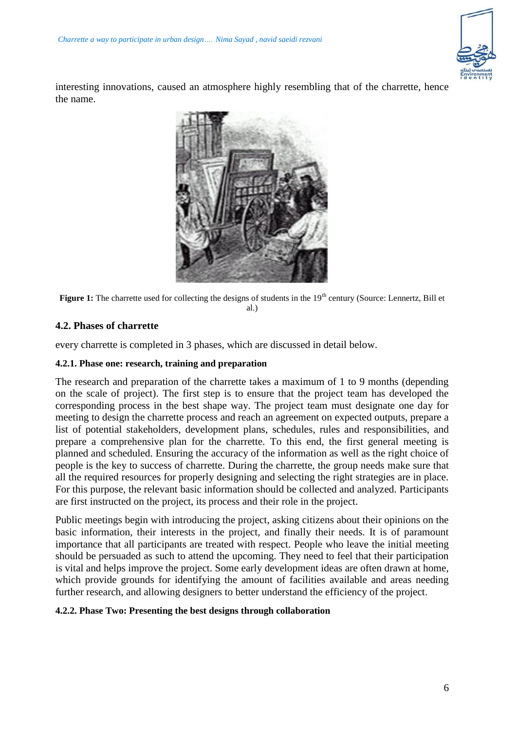interesting innovations, caused an atmosphere highly resembling that of the charrette, hence the name.

**Figure 1:** The charrette used for collecting the designs of students in the 19th century (Source: Lennertz, Bill et al.)

### 4.2. Phases of charrette

every charrette is completed in 3 phases, which are discussed in detail below.

#### 4.2.1. Phase one: research, training and preparation

The research and preparation of the charrette takes a maximum of 1 to 9 months (depending on the scale of project). The first step is to ensure that the project team has developed the corresponding process in the best shape way. The project team must designate one day for meeting to design the charrette process and reach an agreement on expected outputs, prepare a list of potential stakeholders, development plans, schedules, rules and responsibilities, and prepare a comprehensive plan for the charrette. To this end, the first general meeting is planned and scheduled. Ensuring the accuracy of the information as well as the right choice of people is the key to success of charrette. During the charrette, the group needs make sure that all the required resources for properly designing and selecting the right strategies are in place. For this purpose, the relevant basic information should be collected and analyzed. Participants are first instructed on the project, its process and their role in the project.

Public meetings begin with introducing the project, asking citizens about their opinions on the basic information, their interests in the project, and finally their needs. It is of paramount importance that all participants are treated with respect. People who leave the initial meeting should be persuaded as such to attend the upcoming. They need to feel that their participation is vital and helps improve the project. Some early development ideas are often drawn at home, which provide grounds for identifying the amount of facilities available and areas needing further research, and allowing designers to better understand the efficiency of the project.

#### 4.2.2. Phase Two: Presenting the best designs through collaboration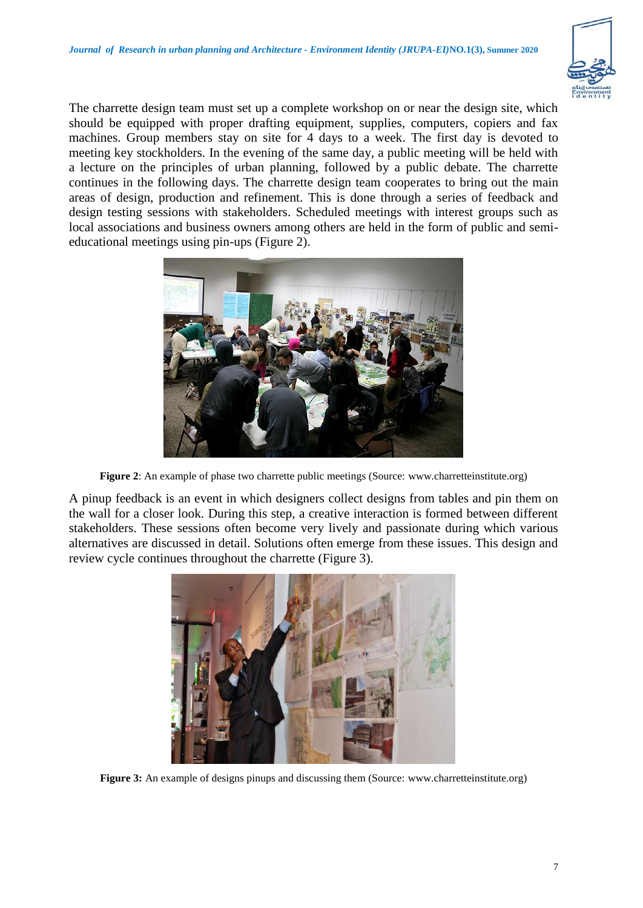The charrette design team must set up a complete workshop on or near the design site, which should be equipped with proper drafting equipment, supplies, computers, copiers and fax machines. Group members stay on site for 4 days to a week. The first day is devoted to meeting key stockholders. In the evening of the same day, a public meeting will be held with a lecture on the principles of urban planning, followed by a public debate. The charrette continues in the following days. The charrette design team cooperates to bring out the main areas of design, production and refinement. This is done through a series of feedback and design testing sessions with stakeholders. Scheduled meetings with interest groups such as local associations and business owners among others are held in the form of public and semi-educational meetings using pin-ups (Figure 2).

**Figure 2**: An example of phase two charrette public meetings (Source: www.charretteinstitute.org)

A pinup feedback is an event in which designers collect designs from tables and pin them on the wall for a closer look. During this step, a creative interaction is formed between different stakeholders. These sessions often become very lively and passionate during which various alternatives are discussed in detail. Solutions often emerge from these issues. This design and review cycle continues throughout the charrette (Figure 3).

**Figure 3:** An example of designs pinups and discussing them (Source: www.charretteinstitute.org)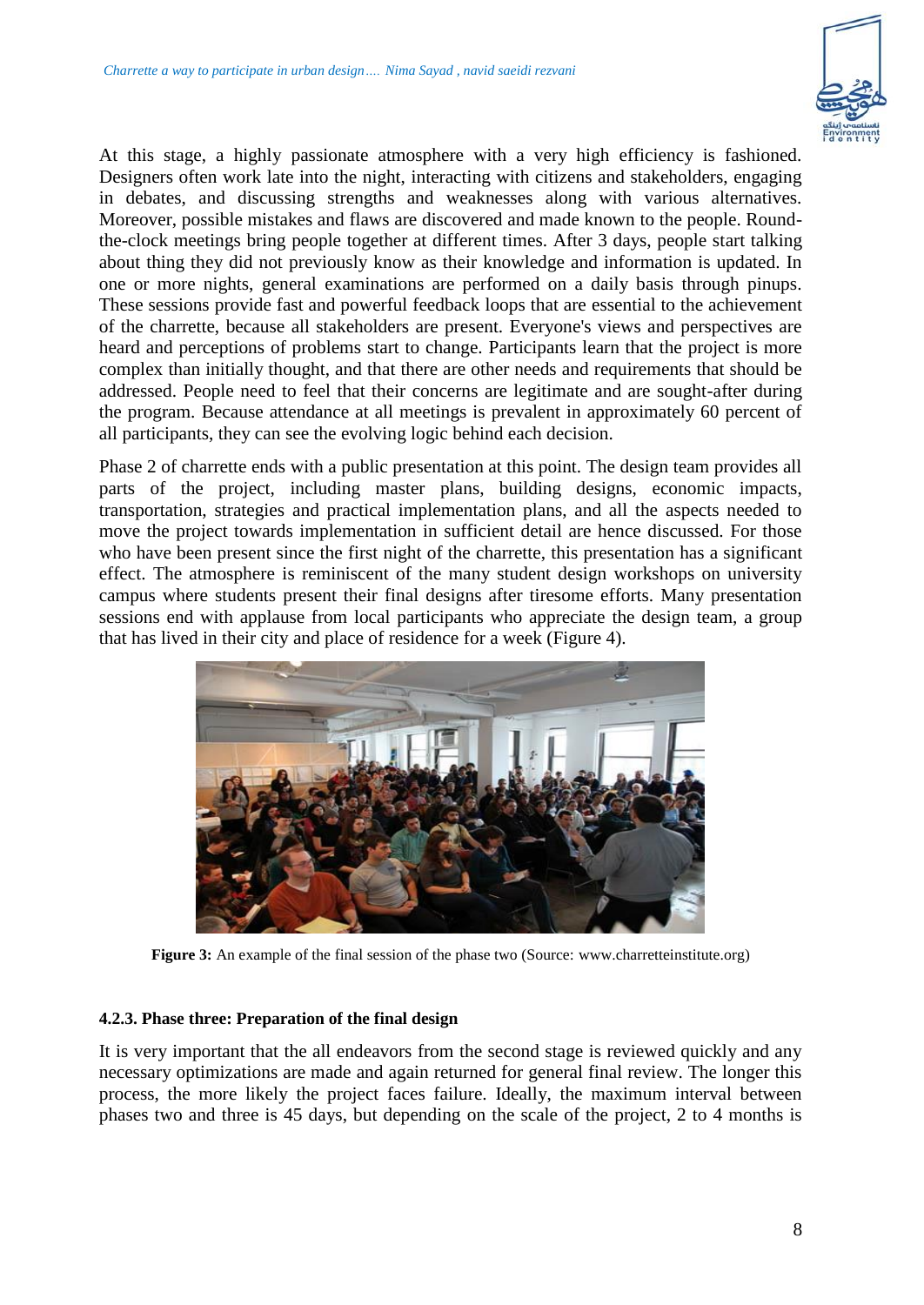At this stage, a highly passionate atmosphere with a very high efficiency is fashioned. Designers often work late into the night, interacting with citizens and stakeholders, engaging in debates, and discussing strengths and weaknesses along with various alternatives. Moreover, possible mistakes and flaws are discovered and made known to the people. Round-the-clock meetings bring people together at different times. After 3 days, people start talking about thing they did not previously know as their knowledge and information is updated. In one or more nights, general examinations are performed on a daily basis through pinups. These sessions provide fast and powerful feedback loops that are essential to the achievement of the charrette, because all stakeholders are present. Everyone's views and perspectives are heard and perceptions of problems start to change. Participants learn that the project is more complex than initially thought, and that there are other needs and requirements that should be addressed. People need to feel that their concerns are legitimate and are sought-after during the program. Because attendance at all meetings is prevalent in approximately 60 percent of all participants, they can see the evolving logic behind each decision.

Phase 2 of charrette ends with a public presentation at this point. The design team provides all parts of the project, including master plans, building designs, economic impacts, transportation, strategies and practical implementation plans, and all the aspects needed to move the project towards implementation in sufficient detail are hence discussed. For those who have been present since the first night of the charrette, this presentation has a significant effect. The atmosphere is reminiscent of the many student design workshops on university campus where students present their final designs after tiresome efforts. Many presentation sessions end with applause from local participants who appreciate the design team, a group that has lived in their city and place of residence for a week (Figure 4).

**Figure 3:** An example of the final session of the phase two (Source: www.charretteinstitute.org)

#### 4.2.3. Phase three: Preparation of the final design

It is very important that the all endeavors from the second stage is reviewed quickly and any necessary optimizations are made and again returned for general final review. The longer this process, the more likely the project faces failure. Ideally, the maximum interval between phases two and three is 45 days, but depending on the scale of the project, 2 to 4 months is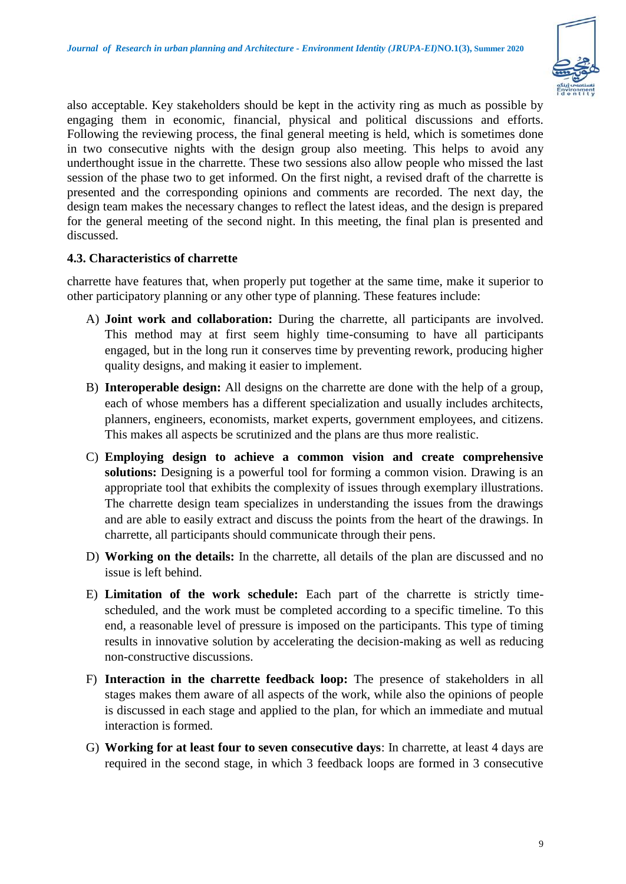also acceptable. Key stakeholders should be kept in the activity ring as much as possible by engaging them in economic, financial, physical and political discussions and efforts. Following the reviewing process, the final general meeting is held, which is sometimes done in two consecutive nights with the design group also meeting. This helps to avoid any underthought issue in the charrette. These two sessions also allow people who missed the last session of the phase two to get informed. On the first night, a revised draft of the charrette is presented and the corresponding opinions and comments are recorded. The next day, the design team makes the necessary changes to reflect the latest ideas, and the design is prepared for the general meeting of the second night. In this meeting, the final plan is presented and discussed.

### 4.3. Characteristics of charrette

charrette have features that, when properly put together at the same time, make it superior to other participatory planning or any other type of planning. These features include:

A) **Joint work and collaboration:** During the charrette, all participants are involved. This method may at first seem highly time-consuming to have all participants engaged, but in the long run it conserves time by preventing rework, producing higher quality designs, and making it easier to implement.

B) **Interoperable design:** All designs on the charrette are done with the help of a group, each of whose members has a different specialization and usually includes architects, planners, engineers, economists, market experts, government employees, and citizens. This makes all aspects be scrutinized and the plans are thus more realistic.

C) **Employing design to achieve a common vision and create comprehensive solutions:** Designing is a powerful tool for forming a common vision. Drawing is an appropriate tool that exhibits the complexity of issues through exemplary illustrations. The charrette design team specializes in understanding the issues from the drawings and are able to easily extract and discuss the points from the heart of the drawings. In charrette, all participants should communicate through their pens.

D) **Working on the details:** In the charrette, all details of the plan are discussed and no issue is left behind.

E) **Limitation of the work schedule:** Each part of the charrette is strictly time-scheduled, and the work must be completed according to a specific timeline. To this end, a reasonable level of pressure is imposed on the participants. This type of timing results in innovative solution by accelerating the decision-making as well as reducing non-constructive discussions.

F) **Interaction in the charrette feedback loop:** The presence of stakeholders in all stages makes them aware of all aspects of the work, while also the opinions of people is discussed in each stage and applied to the plan, for which an immediate and mutual interaction is formed.

G) **Working for at least four to seven consecutive days**: In charrette, at least 4 days are required in the second stage, in which 3 feedback loops are formed in 3 consecutive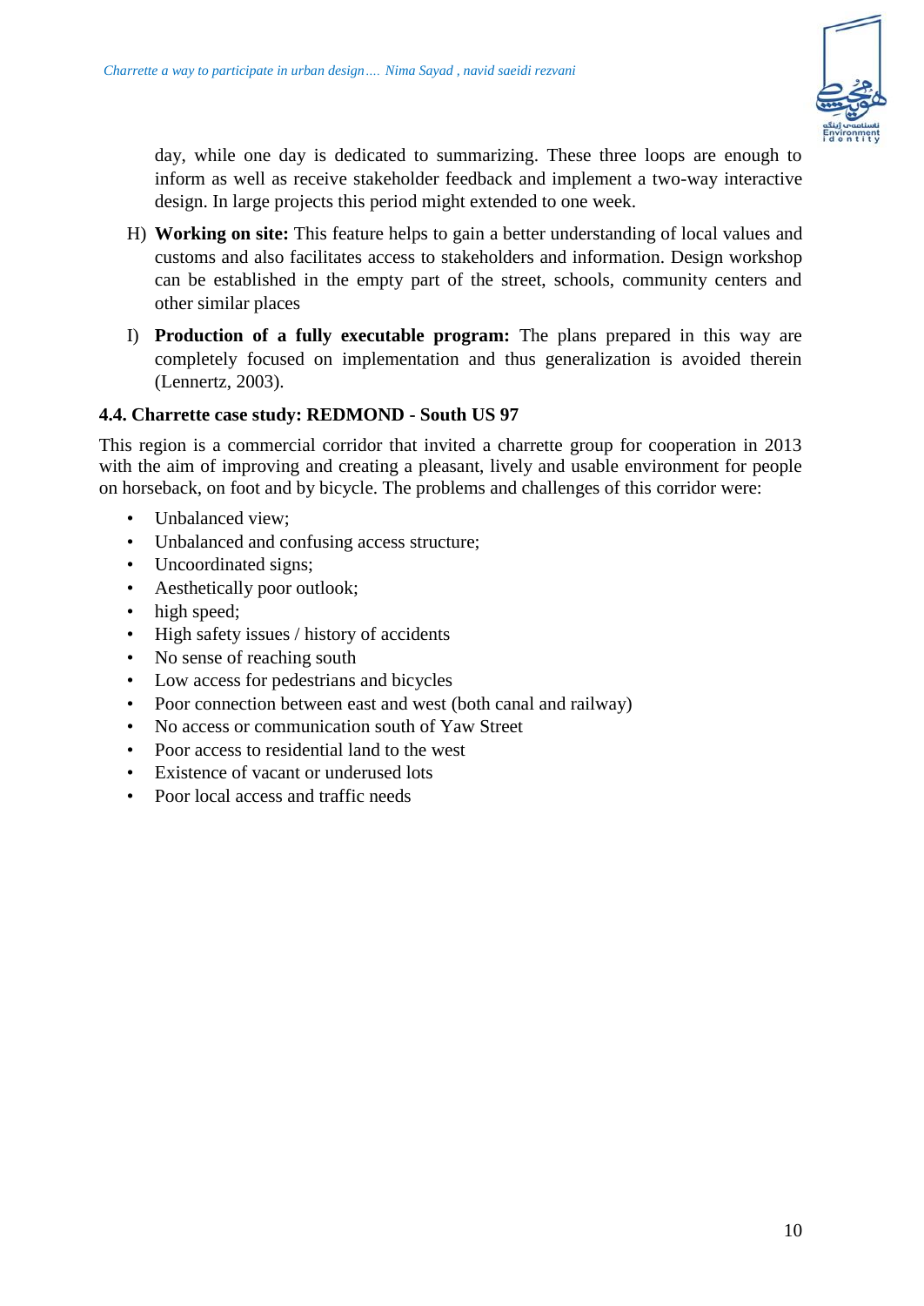day, while one day is dedicated to summarizing. These three loops are enough to inform as well as receive stakeholder feedback and implement a two-way interactive design. In large projects this period might extended to one week.

H) **Working on site:** This feature helps to gain a better understanding of local values and customs and also facilitates access to stakeholders and information. Design workshop can be established in the empty part of the street, schools, community centers and other similar places

I) **Production of a fully executable program:** The plans prepared in this way are completely focused on implementation and thus generalization is avoided therein (Lennertz, 2003).

### 4.4. Charrette case study: REDMOND - South US 97

This region is a commercial corridor that invited a charrette group for cooperation in 2013 with the aim of improving and creating a pleasant, lively and usable environment for people on horseback, on foot and by bicycle. The problems and challenges of this corridor were:

- Unbalanced view;
- Unbalanced and confusing access structure;
- Uncoordinated signs;
- Aesthetically poor outlook;
- high speed;
- High safety issues / history of accidents
- No sense of reaching south
- Low access for pedestrians and bicycles
- Poor connection between east and west (both canal and railway)
- No access or communication south of Yaw Street
- Poor access to residential land to the west
- Existence of vacant or underused lots
- Poor local access and traffic needs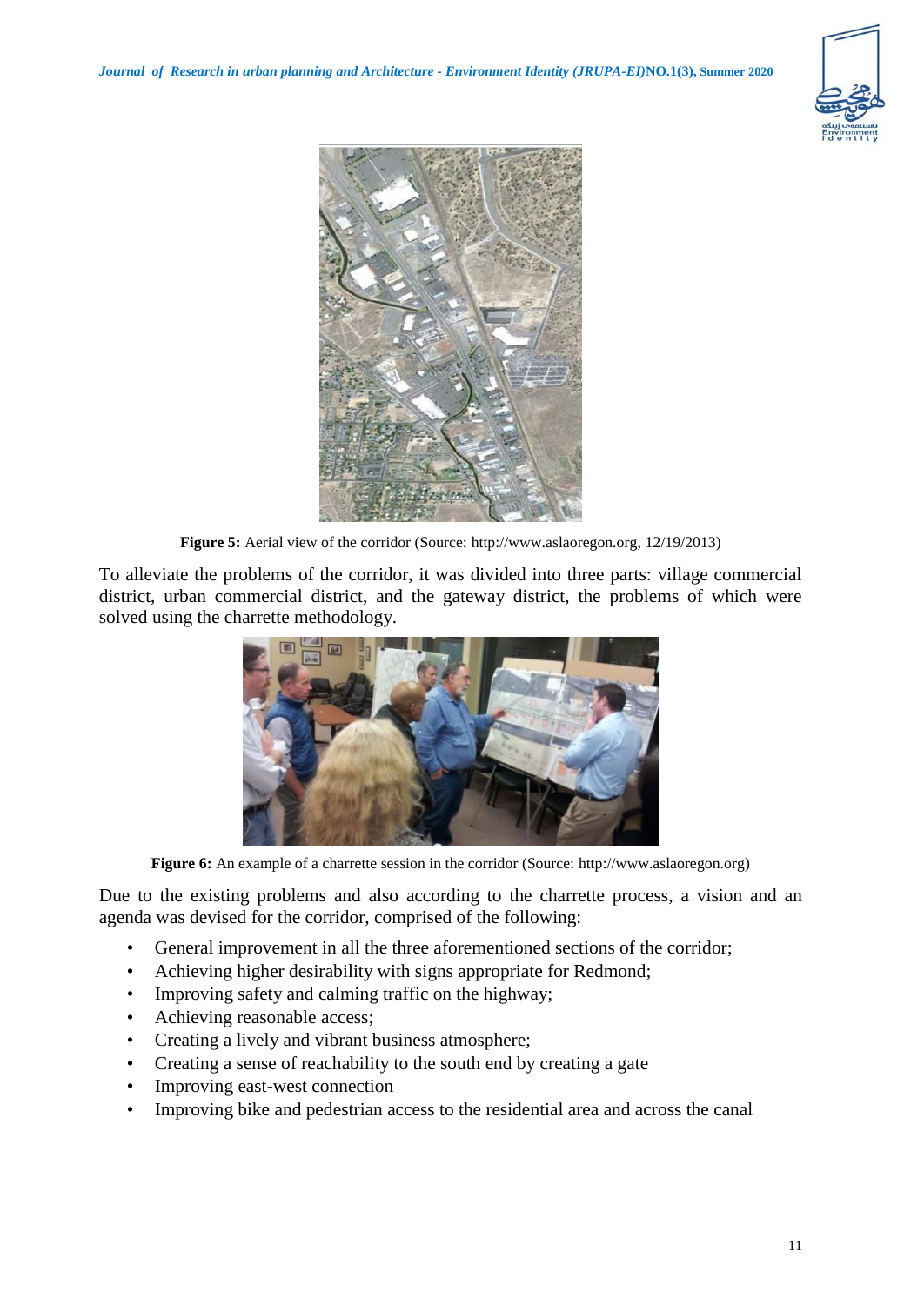**Figure 5:** Aerial view of the corridor (Source: http://www.aslaoregon.org, 12/19/2013)

To alleviate the problems of the corridor, it was divided into three parts: village commercial district, urban commercial district, and the gateway district, the problems of which were solved using the charrette methodology.

**Figure 6:** An example of a charrette session in the corridor (Source: http://www.aslaoregon.org)

Due to the existing problems and also according to the charrette process, a vision and an agenda was devised for the corridor, comprised of the following:

- General improvement in all the three aforementioned sections of the corridor;
- Achieving higher desirability with signs appropriate for Redmond;
- Improving safety and calming traffic on the highway;
- Achieving reasonable access;
- Creating a lively and vibrant business atmosphere;
- Creating a sense of reachability to the south end by creating a gate
- Improving east-west connection
- Improving bike and pedestrian access to the residential area and across the canal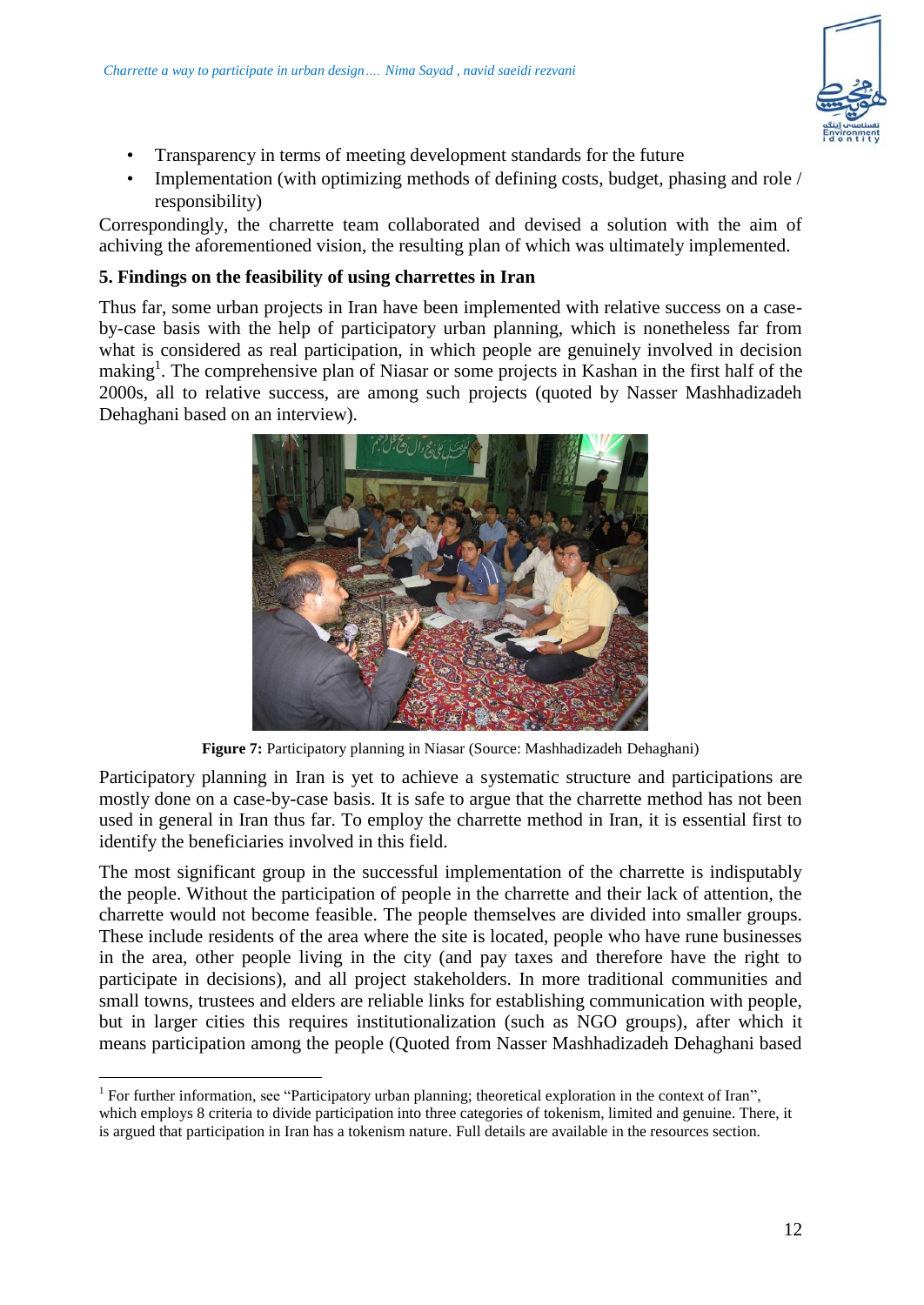- Transparency in terms of meeting development standards for the future
- Implementation (with optimizing methods of defining costs, budget, phasing and role / responsibility)

Correspondingly, the charrette team collaborated and devised a solution with the aim of achiving the aforementioned vision, the resulting plan of which was ultimately implemented.

**5. Findings on the feasibility of using charrettes in Iran**

Thus far, some urban projects in Iran have been implemented with relative success on a case-by-case basis with the help of participatory urban planning, which is nonetheless far from what is considered as real participation, in which people are genuinely involved in decision making[1]. The comprehensive plan of Niasar or some projects in Kashan in the first half of the 2000s, all to relative success, are among such projects (quoted by Nasser Mashhadizadeh Dehaghani based on an interview).

**Figure 7:** Participatory planning in Niasar (Source: Mashhadizadeh Dehaghani)

Participatory planning in Iran is yet to achieve a systematic structure and participations are mostly done on a case-by-case basis. It is safe to argue that the charrette method has not been used in general in Iran thus far. To employ the charrette method in Iran, it is essential first to identify the beneficiaries involved in this field.

The most significant group in the successful implementation of the charrette is indisputably the people. Without the participation of people in the charrette and their lack of attention, the charrette would not become feasible. The people themselves are divided into smaller groups. These include residents of the area where the site is located, people who have rune businesses in the area, other people living in the city (and pay taxes and therefore have the right to participate in decisions), and all project stakeholders. In more traditional communities and small towns, trustees and elders are reliable links for establishing communication with people, but in larger cities this requires institutionalization (such as NGO groups), after which it means participation among the people (Quoted from Nasser Mashhadizadeh Dehaghani based

[1] For further information, see "Participatory urban planning; theoretical exploration in the context of Iran", which employs 8 criteria to divide participation into three categories of tokenism, limited and genuine. There, it is argued that participation in Iran has a tokenism nature. Full details are available in the resources section.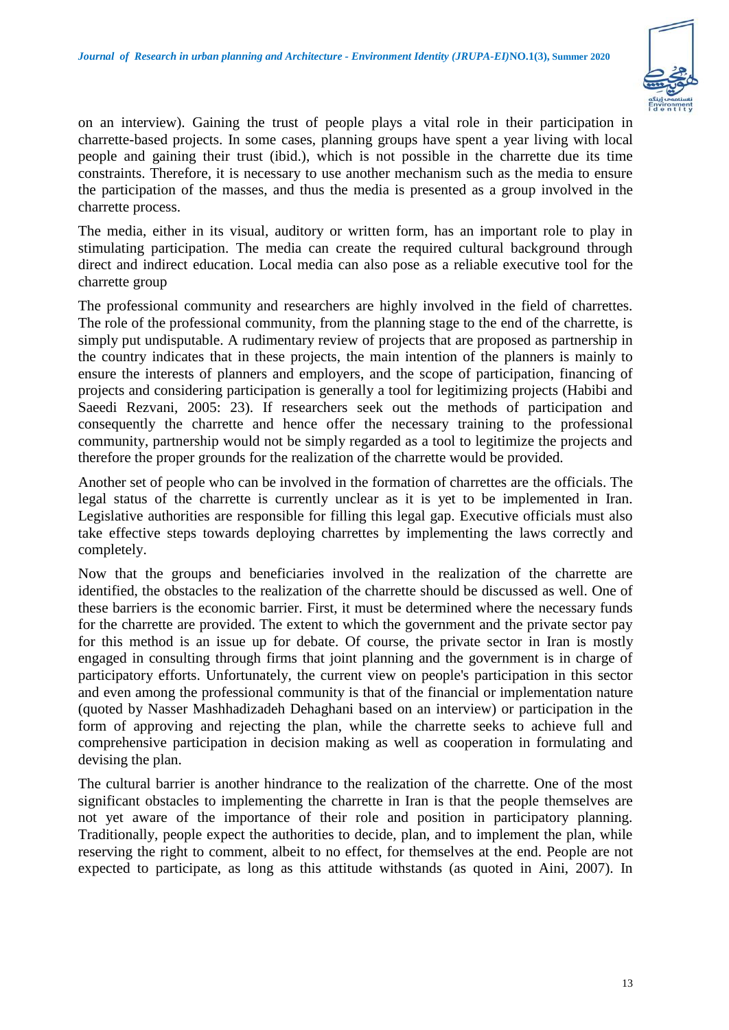on an interview). Gaining the trust of people plays a vital role in their participation in charrette-based projects. In some cases, planning groups have spent a year living with local people and gaining their trust (ibid.), which is not possible in the charrette due its time constraints. Therefore, it is necessary to use another mechanism such as the media to ensure the participation of the masses, and thus the media is presented as a group involved in the charrette process.

The media, either in its visual, auditory or written form, has an important role to play in stimulating participation. The media can create the required cultural background through direct and indirect education. Local media can also pose as a reliable executive tool for the charrette group

The professional community and researchers are highly involved in the field of charrettes. The role of the professional community, from the planning stage to the end of the charrette, is simply put undisputable. A rudimentary review of projects that are proposed as partnership in the country indicates that in these projects, the main intention of the planners is mainly to ensure the interests of planners and employers, and the scope of participation, financing of projects and considering participation is generally a tool for legitimizing projects (Habibi and Saeedi Rezvani, 2005: 23). If researchers seek out the methods of participation and consequently the charrette and hence offer the necessary training to the professional community, partnership would not be simply regarded as a tool to legitimize the projects and therefore the proper grounds for the realization of the charrette would be provided.

Another set of people who can be involved in the formation of charrettes are the officials. The legal status of the charrette is currently unclear as it is yet to be implemented in Iran. Legislative authorities are responsible for filling this legal gap. Executive officials must also take effective steps towards deploying charrettes by implementing the laws correctly and completely.

Now that the groups and beneficiaries involved in the realization of the charrette are identified, the obstacles to the realization of the charrette should be discussed as well. One of these barriers is the economic barrier. First, it must be determined where the necessary funds for the charrette are provided. The extent to which the government and the private sector pay for this method is an issue up for debate. Of course, the private sector in Iran is mostly engaged in consulting through firms that joint planning and the government is in charge of participatory efforts. Unfortunately, the current view on people's participation in this sector and even among the professional community is that of the financial or implementation nature (quoted by Nasser Mashhadizadeh Dehaghani based on an interview) or participation in the form of approving and rejecting the plan, while the charrette seeks to achieve full and comprehensive participation in decision making as well as cooperation in formulating and devising the plan.

The cultural barrier is another hindrance to the realization of the charrette. One of the most significant obstacles to implementing the charrette in Iran is that the people themselves are not yet aware of the importance of their role and position in participatory planning. Traditionally, people expect the authorities to decide, plan, and to implement the plan, while reserving the right to comment, albeit to no effect, for themselves at the end. People are not expected to participate, as long as this attitude withstands (as quoted in Aini, 2007). In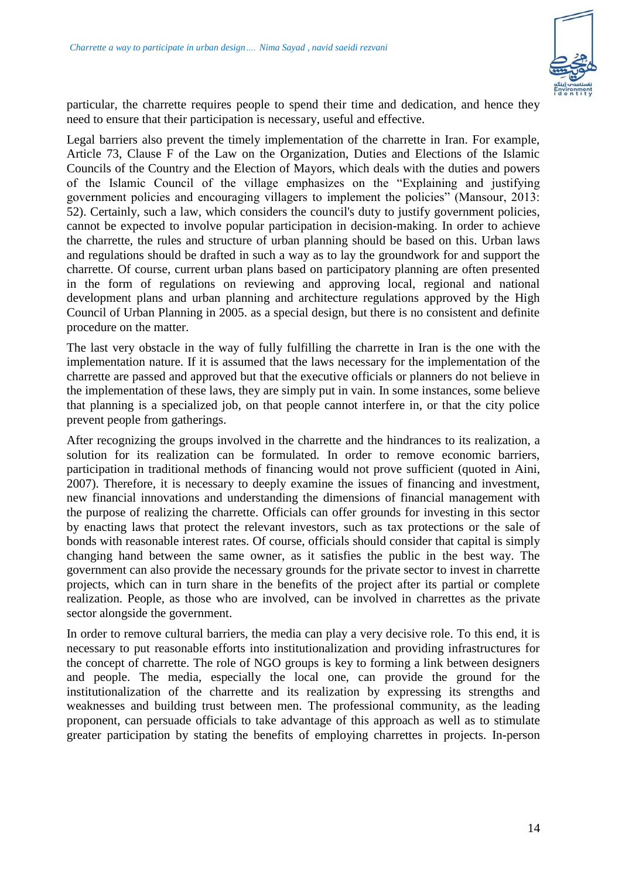particular, the charrette requires people to spend their time and dedication, and hence they need to ensure that their participation is necessary, useful and effective.

Legal barriers also prevent the timely implementation of the charrette in Iran. For example, Article 73, Clause F of the Law on the Organization, Duties and Elections of the Islamic Councils of the Country and the Election of Mayors, which deals with the duties and powers of the Islamic Council of the village emphasizes on the "Explaining and justifying government policies and encouraging villagers to implement the policies" (Mansour, 2013: 52). Certainly, such a law, which considers the council's duty to justify government policies, cannot be expected to involve popular participation in decision-making. In order to achieve the charrette, the rules and structure of urban planning should be based on this. Urban laws and regulations should be drafted in such a way as to lay the groundwork for and support the charrette. Of course, current urban plans based on participatory planning are often presented in the form of regulations on reviewing and approving local, regional and national development plans and urban planning and architecture regulations approved by the High Council of Urban Planning in 2005. as a special design, but there is no consistent and definite procedure on the matter.

The last very obstacle in the way of fully fulfilling the charrette in Iran is the one with the implementation nature. If it is assumed that the laws necessary for the implementation of the charrette are passed and approved but that the executive officials or planners do not believe in the implementation of these laws, they are simply put in vain. In some instances, some believe that planning is a specialized job, on that people cannot interfere in, or that the city police prevent people from gatherings.

After recognizing the groups involved in the charrette and the hindrances to its realization, a solution for its realization can be formulated. In order to remove economic barriers, participation in traditional methods of financing would not prove sufficient (quoted in Aini, 2007). Therefore, it is necessary to deeply examine the issues of financing and investment, new financial innovations and understanding the dimensions of financial management with the purpose of realizing the charrette. Officials can offer grounds for investing in this sector by enacting laws that protect the relevant investors, such as tax protections or the sale of bonds with reasonable interest rates. Of course, officials should consider that capital is simply changing hand between the same owner, as it satisfies the public in the best way. The government can also provide the necessary grounds for the private sector to invest in charrette projects, which can in turn share in the benefits of the project after its partial or complete realization. People, as those who are involved, can be involved in charrettes as the private sector alongside the government.

In order to remove cultural barriers, the media can play a very decisive role. To this end, it is necessary to put reasonable efforts into institutionalization and providing infrastructures for the concept of charrette. The role of NGO groups is key to forming a link between designers and people. The media, especially the local one, can provide the ground for the institutionalization of the charrette and its realization by expressing its strengths and weaknesses and building trust between men. The professional community, as the leading proponent, can persuade officials to take advantage of this approach as well as to stimulate greater participation by stating the benefits of employing charrettes in projects. In-person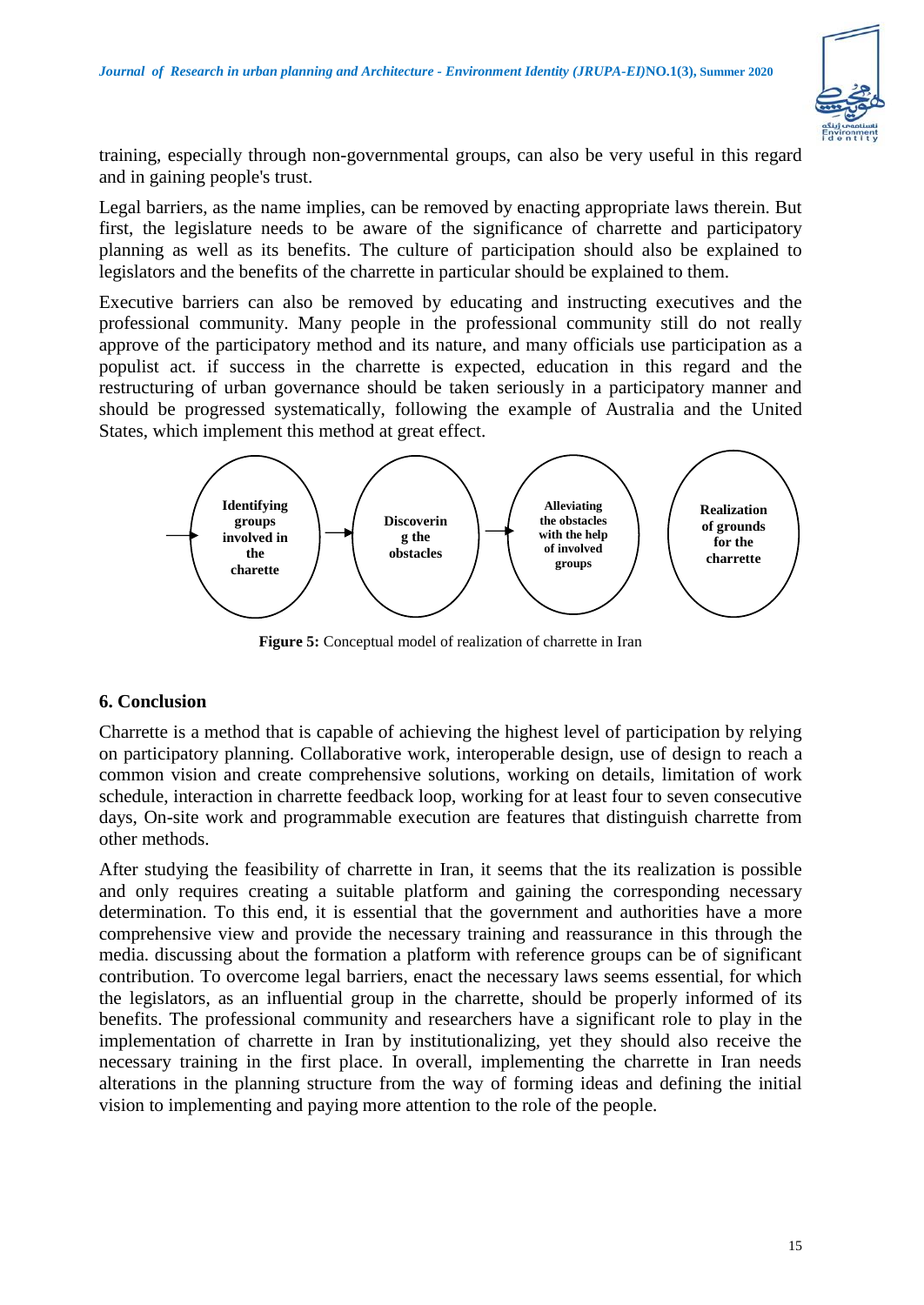training, especially through non-governmental groups, can also be very useful in this regard and in gaining people's trust.

Legal barriers, as the name implies, can be removed by enacting appropriate laws therein. But first, the legislature needs to be aware of the significance of charrette and participatory planning as well as its benefits. The culture of participation should also be explained to legislators and the benefits of the charrette in particular should be explained to them.

Executive barriers can also be removed by educating and instructing executives and the professional community. Many people in the professional community still do not really approve of the participatory method and its nature, and many officials use participation as a populist act. if success in the charrette is expected, education in this regard and the restructuring of urban governance should be taken seriously in a participatory manner and should be progressed systematically, following the example of Australia and the United States, which implement this method at great effect.

→ **Identifying groups involved in the charette** → **Discovering the obstacles** → **Alleviating the obstacles with the help of involved groups** **Realization of grounds for the charrette**

**Figure 5:** Conceptual model of realization of charrette in Iran

## 6. Conclusion

Charrette is a method that is capable of achieving the highest level of participation by relying on participatory planning. Collaborative work, interoperable design, use of design to reach a common vision and create comprehensive solutions, working on details, limitation of work schedule, interaction in charrette feedback loop, working for at least four to seven consecutive days, On-site work and programmable execution are features that distinguish charrette from other methods.

After studying the feasibility of charrette in Iran, it seems that the its realization is possible and only requires creating a suitable platform and gaining the corresponding necessary determination. To this end, it is essential that the government and authorities have a more comprehensive view and provide the necessary training and reassurance in this through the media. discussing about the formation a platform with reference groups can be of significant contribution. To overcome legal barriers, enact the necessary laws seems essential, for which the legislators, as an influential group in the charrette, should be properly informed of its benefits. The professional community and researchers have a significant role to play in the implementation of charrette in Iran by institutionalizing, yet they should also receive the necessary training in the first place. In overall, implementing the charrette in Iran needs alterations in the planning structure from the way of forming ideas and defining the initial vision to implementing and paying more attention to the role of the people.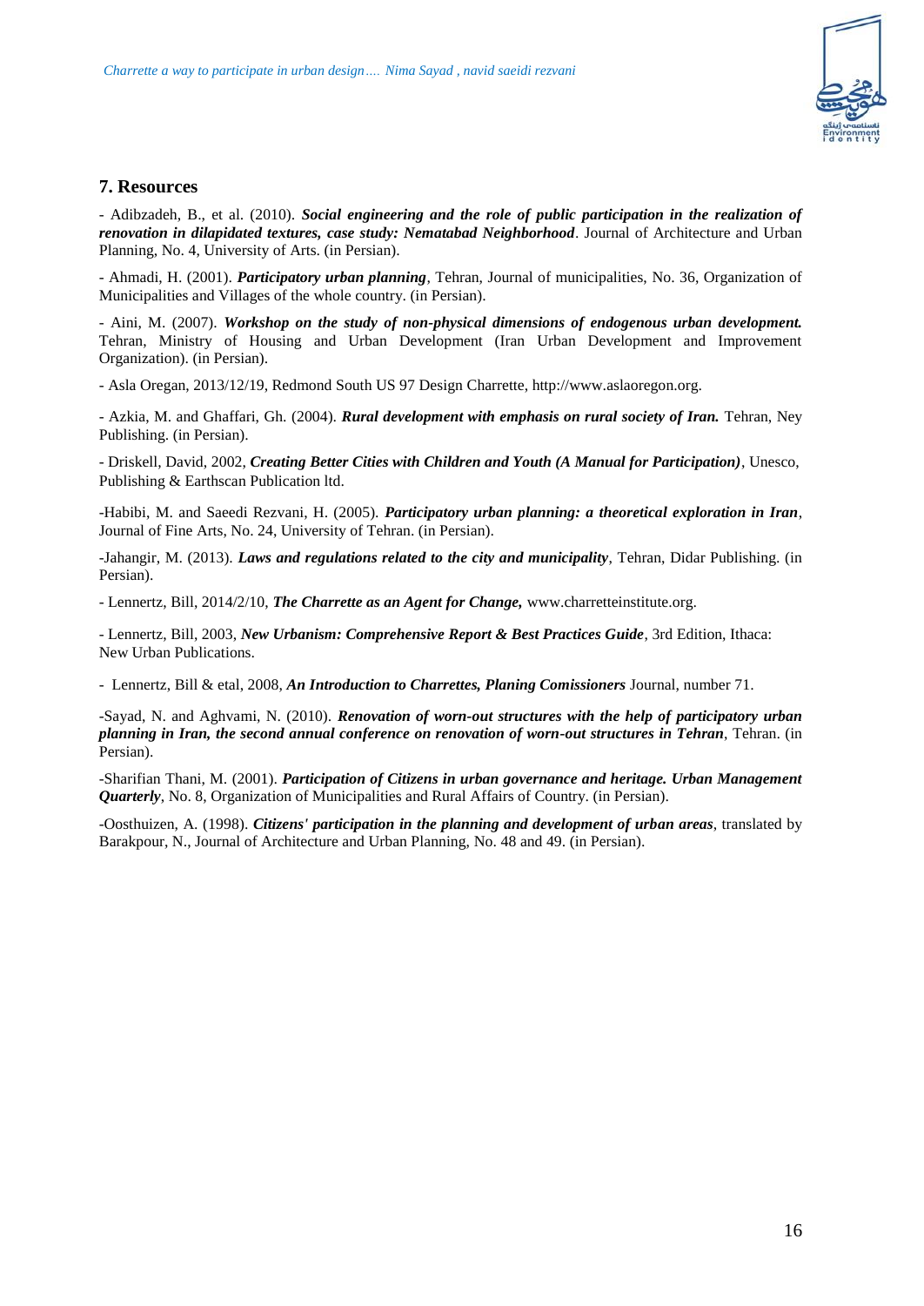## 7. Resources

- Adibzadeh, B., et al. (2010). ***Social engineering and the role of public participation in the realization of renovation in dilapidated textures, case study: Nematabad Neighborhood***. Journal of Architecture and Urban Planning, No. 4, University of Arts. (in Persian).

- Ahmadi, H. (2001). ***Participatory urban planning***, Tehran, Journal of municipalities, No. 36, Organization of Municipalities and Villages of the whole country. (in Persian).

- Aini, M. (2007). ***Workshop on the study of non-physical dimensions of endogenous urban development.*** Tehran, Ministry of Housing and Urban Development (Iran Urban Development and Improvement Organization). (in Persian).

- Asla Oregan, 2013/12/19, Redmond South US 97 Design Charrette, http://www.aslaoregon.org.

- Azkia, M. and Ghaffari, Gh. (2004). ***Rural development with emphasis on rural society of Iran.*** Tehran, Ney Publishing. (in Persian).

- Driskell, David, 2002, ***Creating Better Cities with Children and Youth (A Manual for Participation)***, Unesco, Publishing & Earthscan Publication ltd.

-Habibi, M. and Saeedi Rezvani, H. (2005). ***Participatory urban planning: a theoretical exploration in Iran***, Journal of Fine Arts, No. 24, University of Tehran. (in Persian).

-Jahangir, M. (2013). ***Laws and regulations related to the city and municipality***, Tehran, Didar Publishing. (in Persian).

- Lennertz, Bill, 2014/2/10, ***The Charrette as an Agent for Change,*** www.charretteinstitute.org.

- Lennertz, Bill, 2003, ***New Urbanism: Comprehensive Report & Best Practices Guide***, 3rd Edition, Ithaca: New Urban Publications.

- Lennertz, Bill & etal, 2008, ***An Introduction to Charrettes, Planing Comissioners*** Journal, number 71.

-Sayad, N. and Aghvami, N. (2010). ***Renovation of worn-out structures with the help of participatory urban planning in Iran, the second annual conference on renovation of worn-out structures in Tehran***, Tehran. (in Persian).

-Sharifian Thani, M. (2001). ***Participation of Citizens in urban governance and heritage. Urban Management Quarterly***, No. 8, Organization of Municipalities and Rural Affairs of Country. (in Persian).

-Oosthuizen, A. (1998). ***Citizens' participation in the planning and development of urban areas***, translated by Barakpour, N., Journal of Architecture and Urban Planning, No. 48 and 49. (in Persian).